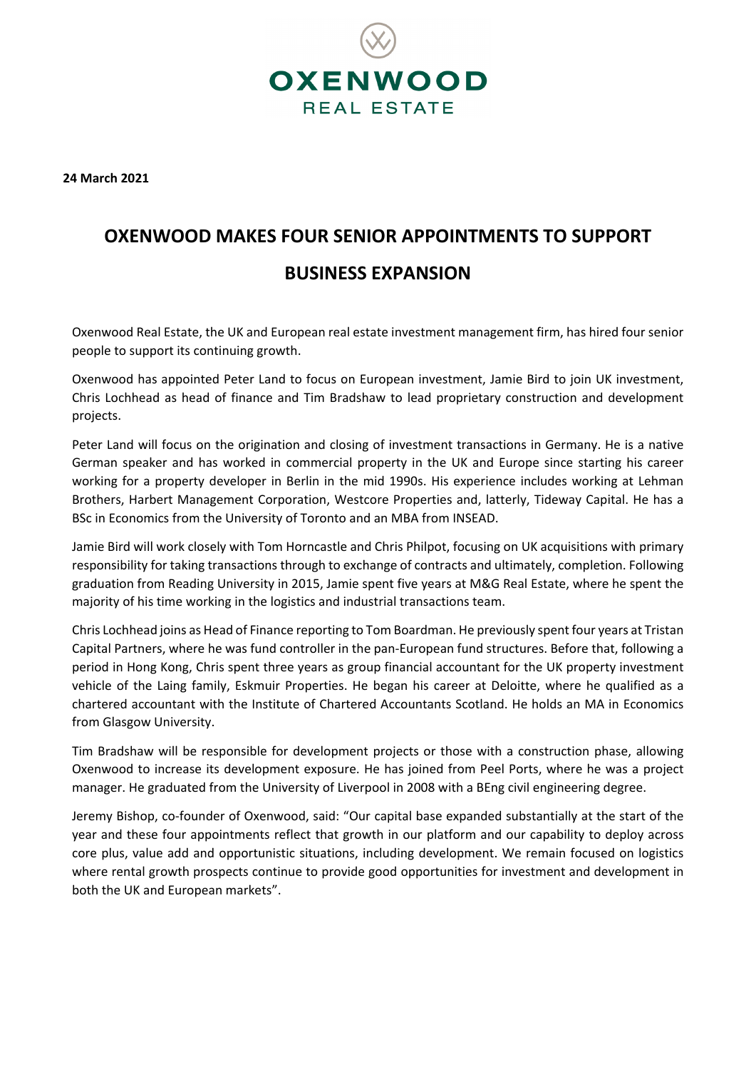**24 March 2021**

# OXENWOOD MAKES FOUR SENIOR APPOINTMENTS TO SUPPORT BUSINESS EXPANSION

Oxenwood Real Estate, the UK and European real estate investment management firm, has hired four senior people to support its continuing growth.

Oxenwood has appointed Peter Land to focus on European investment, Jamie Bird to join UK investment, Chris Lochhead as head of finance and Tim Bradshaw to lead proprietary construction and development projects.

Peter Land will focus on the origination and closing of investment transactions in Germany. He is a native German speaker and has worked in commercial property in the UK and Europe since starting his career working for a property developer in Berlin in the mid 1990s. His experience includes working at Lehman Brothers, Harbert Management Corporation, Westcore Properties and, latterly, Tideway Capital. He has a BSc in Economics from the University of Toronto and an MBA from INSEAD.

Jamie Bird will work closely with Tom Horncastle and Chris Philpot, focusing on UK acquisitions with primary responsibility for taking transactions through to exchange of contracts and ultimately, completion. Following graduation from Reading University in 2015, Jamie spent five years at M&G Real Estate, where he spent the majority of his time working in the logistics and industrial transactions team.

Chris Lochhead joins as Head of Finance reporting to Tom Boardman. He previously spent four years at Tristan Capital Partners, where he was fund controller in the pan-European fund structures. Before that, following a period in Hong Kong, Chris spent three years as group financial accountant for the UK property investment vehicle of the Laing family, Eskmuir Properties. He began his career at Deloitte, where he qualified as a chartered accountant with the Institute of Chartered Accountants Scotland. He holds an MA in Economics from Glasgow University.

Tim Bradshaw will be responsible for development projects or those with a construction phase, allowing Oxenwood to increase its development exposure. He has joined from Peel Ports, where he was a project manager. He graduated from the University of Liverpool in 2008 with a BEng civil engineering degree.

Jeremy Bishop, co-founder of Oxenwood, said: "Our capital base expanded substantially at the start of the year and these four appointments reflect that growth in our platform and our capability to deploy across core plus, value add and opportunistic situations, including development. We remain focused on logistics where rental growth prospects continue to provide good opportunities for investment and development in both the UK and European markets".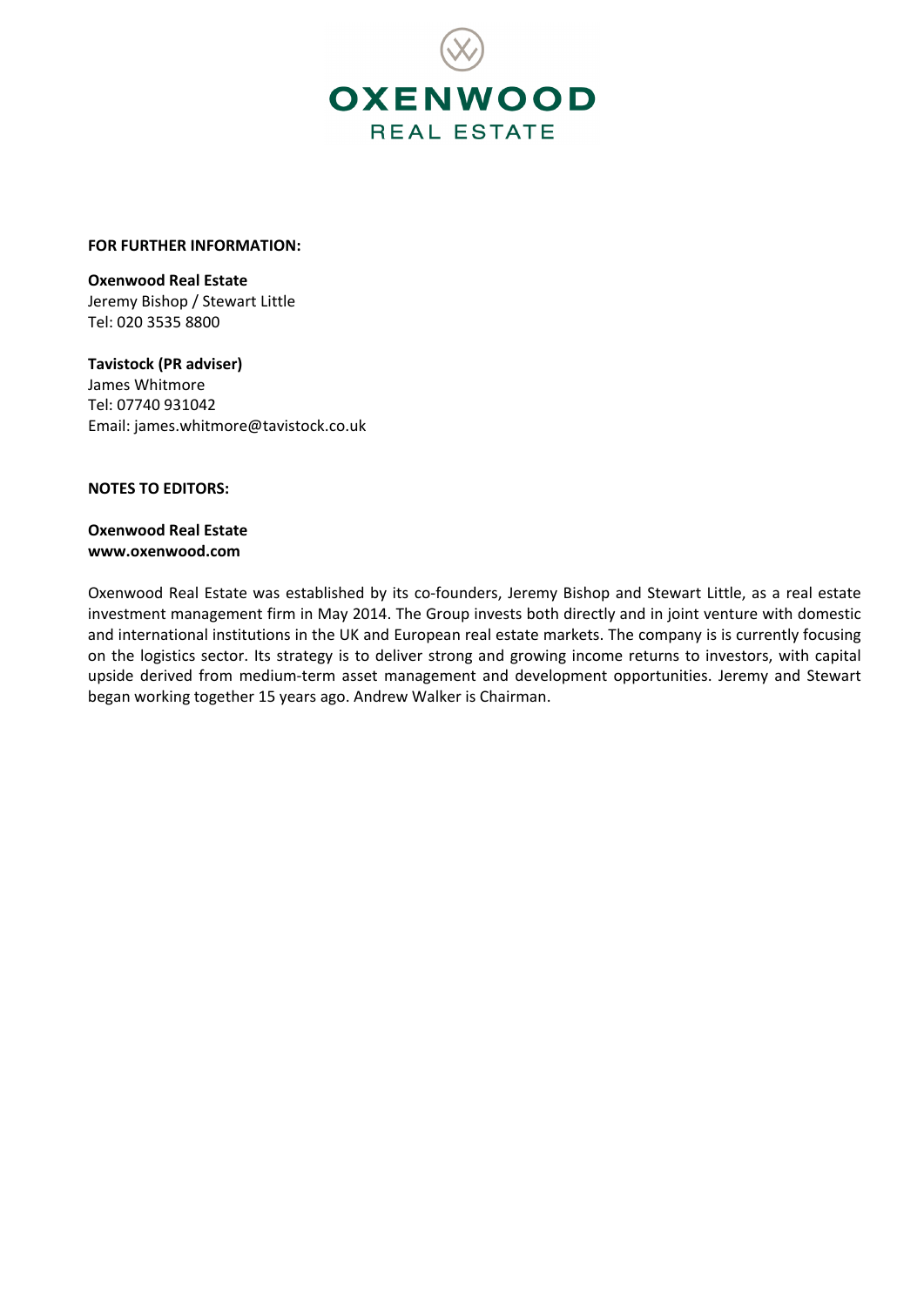**FOR FURTHER INFORMATION:**

**Oxenwood Real Estate**
Jeremy Bishop / Stewart Little
Tel: 020 3535 8800

**Tavistock (PR adviser)**
James Whitmore
Tel: 07740 931042
Email: james.whitmore@tavistock.co.uk

**NOTES TO EDITORS:**

**Oxenwood Real Estate**
**www.oxenwood.com**

Oxenwood Real Estate was established by its co-founders, Jeremy Bishop and Stewart Little, as a real estate investment management firm in May 2014. The Group invests both directly and in joint venture with domestic and international institutions in the UK and European real estate markets. The company is is currently focusing on the logistics sector. Its strategy is to deliver strong and growing income returns to investors, with capital upside derived from medium-term asset management and development opportunities. Jeremy and Stewart began working together 15 years ago. Andrew Walker is Chairman.